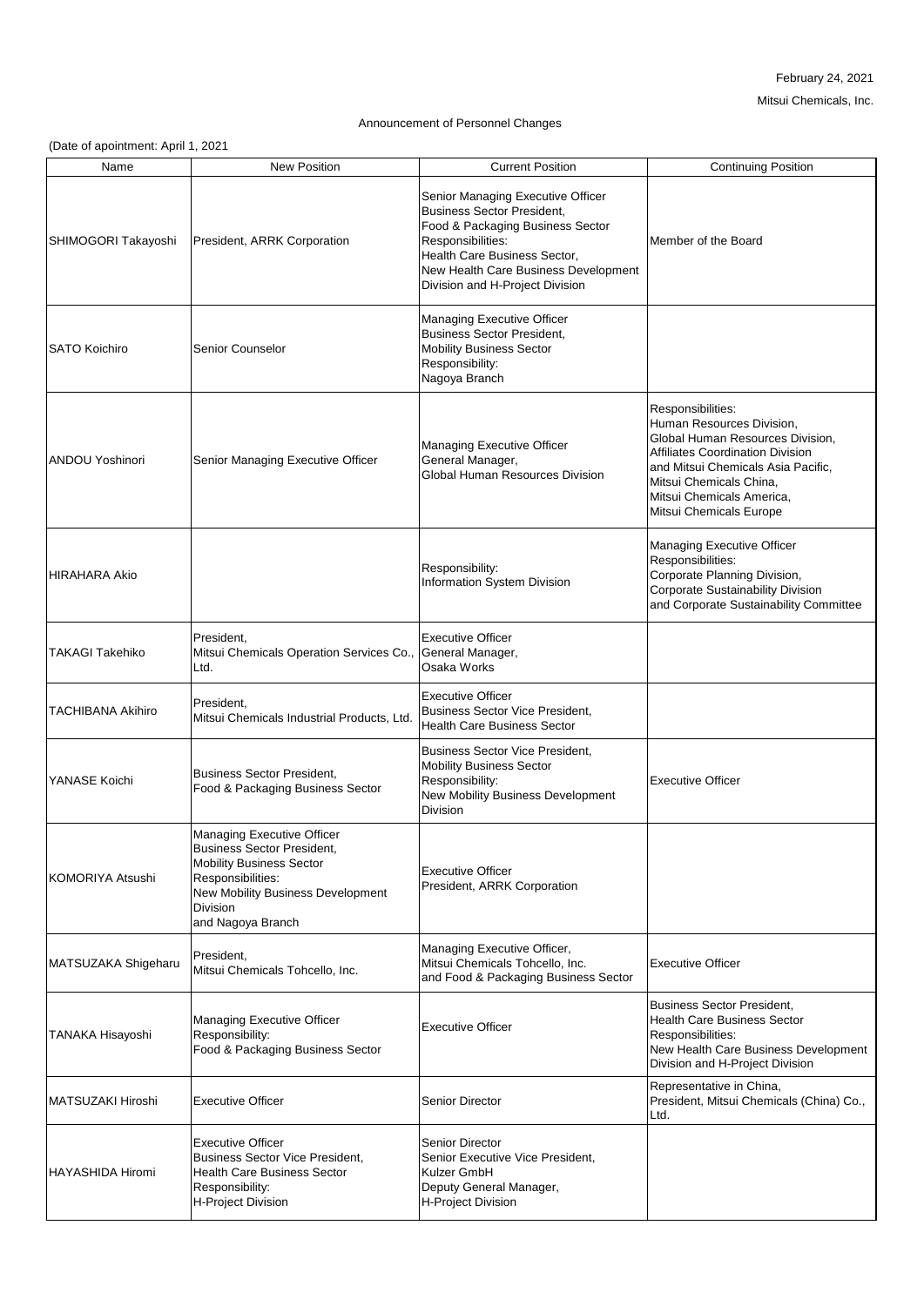February 24, 2021

Mitsui Chemicals, Inc.

Announcement of Personnel Changes

(Date of appointment: April 1, 2021

| Name | New Position | Current Position | Continuing Position |
| --- | --- | --- | --- |
| SHIMOGORI Takayoshi | President, ARRK Corporation | Senior Managing Executive Officer<br>Business Sector President,<br>Food & Packaging Business Sector<br>Responsibilities:<br>Health Care Business Sector,<br>New Health Care Business Development Division and H-Project Division | Member of the Board |
| SATO Koichiro | Senior Counselor | Managing Executive Officer<br>Business Sector President,<br>Mobility Business Sector<br>Responsibility:<br>Nagoya Branch | |
| ANDOU Yoshinori | Senior Managing Executive Officer | Managing Executive Officer<br>General Manager,<br>Global Human Resources Division | Responsibilities:<br>Human Resources Division,<br>Global Human Resources Division,<br>Affiliates Coordination Division<br>and Mitsui Chemicals Asia Pacific,<br>Mitsui Chemicals China,<br>Mitsui Chemicals America,<br>Mitsui Chemicals Europe |
| HIRAHARA Akio | | Responsibility:<br>Information System Division | Managing Executive Officer<br>Responsibilities:<br>Corporate Planning Division,<br>Corporate Sustainability Division<br>and Corporate Sustainability Committee |
| TAKAGI Takehiko | President,<br>Mitsui Chemicals Operation Services Co., Ltd. | Executive Officer<br>General Manager,<br>Osaka Works | |
| TACHIBANA Akihiro | President,<br>Mitsui Chemicals Industrial Products, Ltd. | Executive Officer<br>Business Sector Vice President,<br>Health Care Business Sector | |
| YANASE Koichi | Business Sector President,<br>Food & Packaging Business Sector | Business Sector Vice President,<br>Mobility Business Sector<br>Responsibility:<br>New Mobility Business Development Division | Executive Officer |
| KOMORIYA Atsushi | Managing Executive Officer<br>Business Sector President,<br>Mobility Business Sector<br>Responsibilities:<br>New Mobility Business Development Division<br>and Nagoya Branch | Executive Officer<br>President, ARRK Corporation | |
| MATSUZAKA Shigeharu | President,<br>Mitsui Chemicals Tohcello, Inc. | Managing Executive Officer,<br>Mitsui Chemicals Tohcello, Inc.<br>and Food & Packaging Business Sector | Executive Officer |
| TANAKA Hisayoshi | Managing Executive Officer<br>Responsibility:<br>Food & Packaging Business Sector | Executive Officer | Business Sector President,<br>Health Care Business Sector<br>Responsibilities:<br>New Health Care Business Development Division and H-Project Division |
| MATSUZAKI Hiroshi | Executive Officer | Senior Director | Representative in China,<br>President, Mitsui Chemicals (China) Co., Ltd. |
| HAYASHIDA Hiromi | Executive Officer<br>Business Sector Vice President,<br>Health Care Business Sector<br>Responsibility:<br>H-Project Division | Senior Director<br>Senior Executive Vice President,<br>Kulzer GmbH<br>Deputy General Manager,<br>H-Project Division | |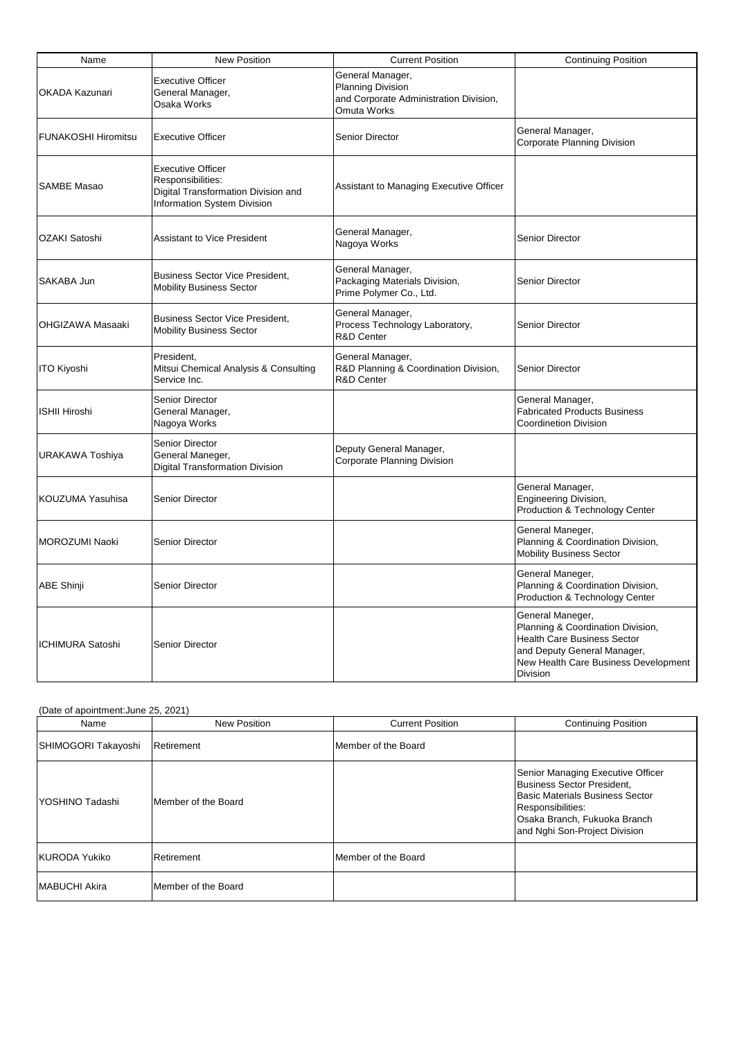| Name | New Position | Current Position | Continuing Position |
| --- | --- | --- | --- |
| OKADA Kazunari | Executive Officer<br>General Manager,<br>Osaka Works | General Manager,<br>Planning Division<br>and Corporate Administration Division,<br>Omuta Works | |
| FUNAKOSHI Hiromitsu | Executive Officer | Senior Director | General Manager,<br>Corporate Planning Division |
| SAMBE Masao | Executive Officer<br>Responsibilities:<br>Digital Transformation Division and<br>Information System Division | Assistant to Managing Executive Officer | |
| OZAKI Satoshi | Assistant to Vice President | General Manager,<br>Nagoya Works | Senior Director |
| SAKABA Jun | Business Sector Vice President,<br>Mobility Business Sector | General Manager,<br>Packaging Materials Division,<br>Prime Polymer Co., Ltd. | Senior Director |
| OHGIZAWA Masaaki | Business Sector Vice President,<br>Mobility Business Sector | General Manager,<br>Process Technology Laboratory,<br>R&D Center | Senior Director |
| ITO Kiyoshi | President,<br>Mitsui Chemical Analysis & Consulting<br>Service Inc. | General Manager,<br>R&D Planning & Coordination Division,<br>R&D Center | Senior Director |
| ISHII Hiroshi | Senior Director<br>General Manager,<br>Nagoya Works | | General Manager,<br>Fabricated Products Business<br>Coordinetion Division |
| URAKAWA Toshiya | Senior Director<br>General Maneger,<br>Digital Transformation Division | Deputy General Manager,<br>Corporate Planning Division | |
| KOUZUMA Yasuhisa | Senior Director | | General Manager,<br>Engineering Division,<br>Production & Technology Center |
| MOROZUMI Naoki | Senior Director | | General Maneger,<br>Planning & Coordination Division,<br>Mobility Business Sector |
| ABE Shinji | Senior Director | | General Maneger,<br>Planning & Coordination Division,<br>Production & Technology Center |
| ICHIMURA Satoshi | Senior Director | | General Maneger,<br>Planning & Coordination Division,<br>Health Care Business Sector<br>and Deputy General Manager,<br>New Health Care Business Development<br>Division |

(Date of appointment:June 25, 2021)

| Name | New Position | Current Position | Continuing Position |
| --- | --- | --- | --- |
| SHIMOGORI Takayoshi | Retirement | Member of the Board | |
| YOSHINO Tadashi | Member of the Board | | Senior Managing Executive Officer<br>Business Sector President,<br>Basic Materials Business Sector<br>Responsibilities:<br>Osaka Branch, Fukuoka Branch<br>and Nghi Son-Project Division |
| KURODA Yukiko | Retirement | Member of the Board | |
| MABUCHI Akira | Member of the Board | | |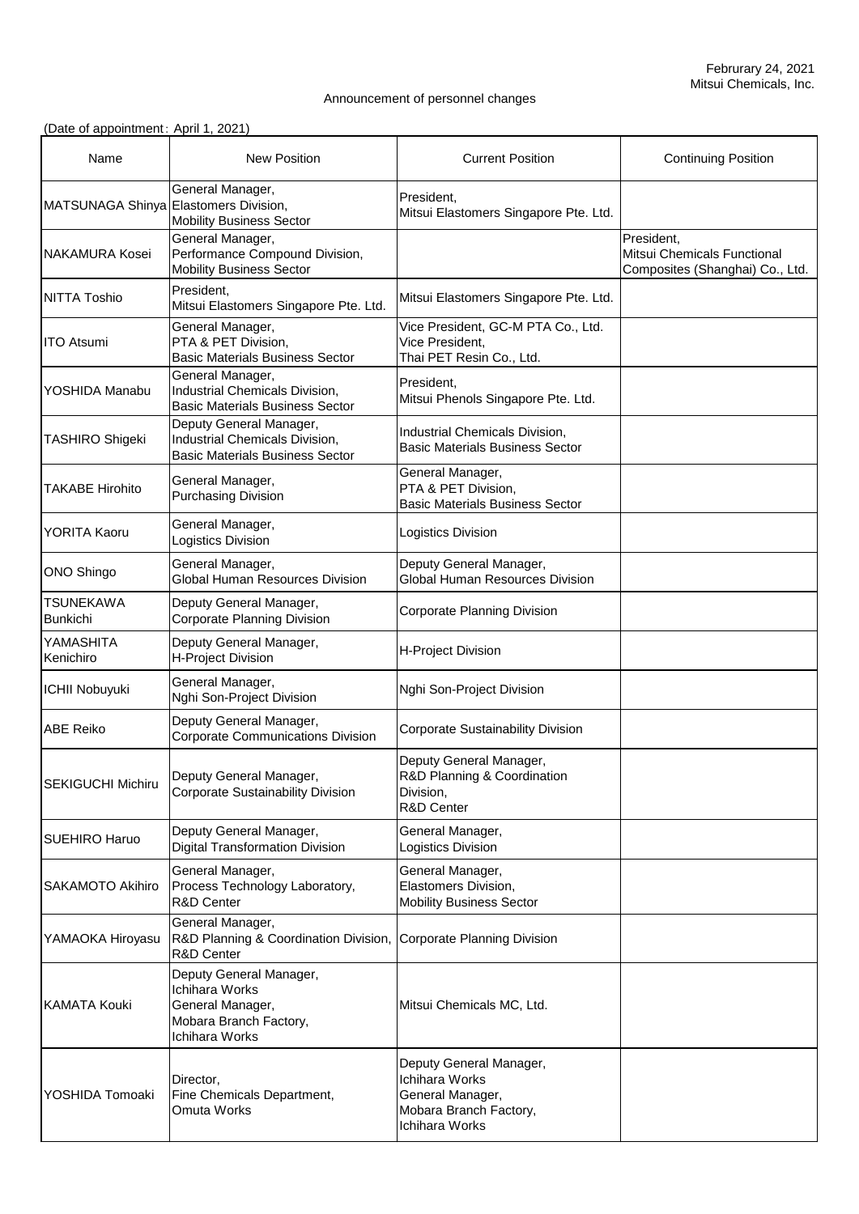Februrary 24, 2021
Mitsui Chemicals, Inc.

Announcement of personnel changes

(Date of appointment：April 1, 2021)

| Name | New Position | Current Position | Continuing Position |
|---|---|---|---|
| MATSUNAGA Shinya | General Manager, Elastomers Division, Mobility Business Sector | President, Mitsui Elastomers Singapore Pte. Ltd. | |
| NAKAMURA Kosei | General Manager, Performance Compound Division, Mobility Business Sector | | President, Mitsui Chemicals Functional Composites (Shanghai) Co., Ltd. |
| NITTA Toshio | President, Mitsui Elastomers Singapore Pte. Ltd. | Mitsui Elastomers Singapore Pte. Ltd. | |
| ITO Atsumi | General Manager, PTA & PET Division, Basic Materials Business Sector | Vice President, GC-M PTA Co., Ltd. Vice President, Thai PET Resin Co., Ltd. | |
| YOSHIDA Manabu | General Manager, Industrial Chemicals Division, Basic Materials Business Sector | President, Mitsui Phenols Singapore Pte. Ltd. | |
| TASHIRO Shigeki | Deputy General Manager, Industrial Chemicals Division, Basic Materials Business Sector | Industrial Chemicals Division, Basic Materials Business Sector | |
| TAKABE Hirohito | General Manager, Purchasing Division | General Manager, PTA & PET Division, Basic Materials Business Sector | |
| YORITA Kaoru | General Manager, Logistics Division | Logistics Division | |
| ONO Shingo | General Manager, Global Human Resources Division | Deputy General Manager, Global Human Resources Division | |
| TSUNEKAWA Bunkichi | Deputy General Manager, Corporate Planning Division | Corporate Planning Division | |
| YAMASHITA Kenichiro | Deputy General Manager, H-Project Division | H-Project Division | |
| ICHII Nobuyuki | General Manager, Nghi Son-Project Division | Nghi Son-Project Division | |
| ABE Reiko | Deputy General Manager, Corporate Communications Division | Corporate Sustainability Division | |
| SEKIGUCHI Michiru | Deputy General Manager, Corporate Sustainability Division | Deputy General Manager, R&D Planning & Coordination Division, R&D Center | |
| SUEHIRO Haruo | Deputy General Manager, Digital Transformation Division | General Manager, Logistics Division | |
| SAKAMOTO Akihiro | General Manager, Process Technology Laboratory, R&D Center | General Manager, Elastomers Division, Mobility Business Sector | |
| YAMAOKA Hiroyasu | General Manager, R&D Planning & Coordination Division, R&D Center | Corporate Planning Division | |
| KAMATA Kouki | Deputy General Manager, Ichihara Works General Manager, Mobara Branch Factory, Ichihara Works | Mitsui Chemicals MC, Ltd. | |
| YOSHIDA Tomoaki | Director, Fine Chemicals Department, Omuta Works | Deputy General Manager, Ichihara Works General Manager, Mobara Branch Factory, Ichihara Works | |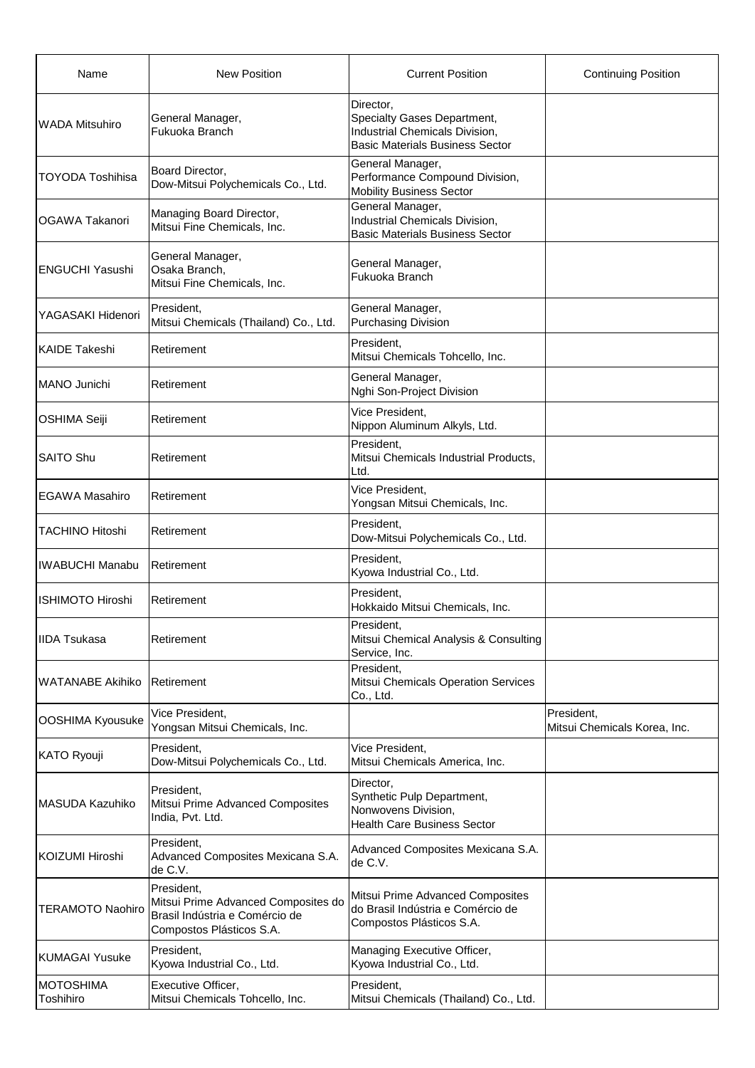| Name | New Position | Current Position | Continuing Position |
| --- | --- | --- | --- |
| WADA Mitsuhiro | General Manager,<br>Fukuoka Branch | Director,<br>Specialty Gases Department,<br>Industrial Chemicals Division,<br>Basic Materials Business Sector | |
| TOYODA Toshihisa | Board Director,<br>Dow-Mitsui Polychemicals Co., Ltd. | General Manager,<br>Performance Compound Division,<br>Mobility Business Sector | |
| OGAWA Takanori | Managing Board Director,<br>Mitsui Fine Chemicals, Inc. | General Manager,<br>Industrial Chemicals Division,<br>Basic Materials Business Sector | |
| ENGUCHI Yasushi | General Manager,<br>Osaka Branch,<br>Mitsui Fine Chemicals, Inc. | General Manager,<br>Fukuoka Branch | |
| YAGASAKI Hidenori | President,<br>Mitsui Chemicals (Thailand) Co., Ltd. | General Manager,<br>Purchasing Division | |
| KAIDE Takeshi | Retirement | President,<br>Mitsui Chemicals Tohcello, Inc. | |
| MANO Junichi | Retirement | General Manager,<br>Nghi Son-Project Division | |
| OSHIMA Seiji | Retirement | Vice President,<br>Nippon Aluminum Alkyls, Ltd. | |
| SAITO Shu | Retirement | President,<br>Mitsui Chemicals Industrial Products, Ltd. | |
| EGAWA Masahiro | Retirement | Vice President,<br>Yongsan Mitsui Chemicals, Inc. | |
| TACHINO Hitoshi | Retirement | President,<br>Dow-Mitsui Polychemicals Co., Ltd. | |
| IWABUCHI Manabu | Retirement | President,<br>Kyowa Industrial Co., Ltd. | |
| ISHIMOTO Hiroshi | Retirement | President,<br>Hokkaido Mitsui Chemicals, Inc. | |
| IIDA Tsukasa | Retirement | President,<br>Mitsui Chemical Analysis & Consulting Service, Inc. | |
| WATANABE Akihiko | Retirement | President,<br>Mitsui Chemicals Operation Services Co., Ltd. | |
| OOSHIMA Kyousuke | Vice President,<br>Yongsan Mitsui Chemicals, Inc. | | President,<br>Mitsui Chemicals Korea, Inc. |
| KATO Ryouji | President,<br>Dow-Mitsui Polychemicals Co., Ltd. | Vice President,<br>Mitsui Chemicals America, Inc. | |
| MASUDA Kazuhiko | President,<br>Mitsui Prime Advanced Composites India, Pvt. Ltd. | Director,<br>Synthetic Pulp Department,<br>Nonwovens Division,<br>Health Care Business Sector | |
| KOIZUMI Hiroshi | President,<br>Advanced Composites Mexicana S.A. de C.V. | Advanced Composites Mexicana S.A. de C.V. | |
| TERAMOTO Naohiro | President,<br>Mitsui Prime Advanced Composites do Brasil Indústria e Comércio de Compostos Plásticos S.A. | Mitsui Prime Advanced Composites do Brasil Indústria e Comércio de Compostos Plásticos S.A. | |
| KUMAGAI Yusuke | President,<br>Kyowa Industrial Co., Ltd. | Managing Executive Officer,<br>Kyowa Industrial Co., Ltd. | |
| MOTOSHIMA Toshihiro | Executive Officer,<br>Mitsui Chemicals Tohcello, Inc. | President,<br>Mitsui Chemicals (Thailand) Co., Ltd. | |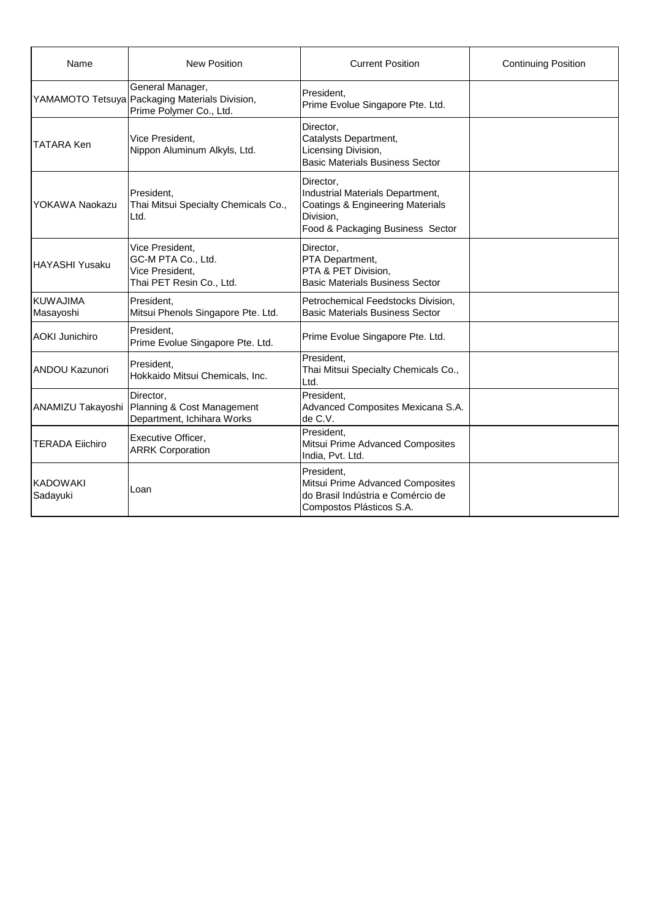| Name | New Position | Current Position | Continuing Position |
|---|---|---|---|
| YAMAMOTO Tetsuya | General Manager, Packaging Materials Division, Prime Polymer Co., Ltd. | President, Prime Evolue Singapore Pte. Ltd. | |
| TATARA Ken | Vice President, Nippon Aluminum Alkyls, Ltd. | Director, Catalysts Department, Licensing Division, Basic Materials Business Sector | |
| YOKAWA Naokazu | President, Thai Mitsui Specialty Chemicals Co., Ltd. | Director, Industrial Materials Department, Coatings & Engineering Materials Division, Food & Packaging Business Sector | |
| HAYASHI Yusaku | Vice President, GC-M PTA Co., Ltd. Vice President, Thai PET Resin Co., Ltd. | Director, PTA Department, PTA & PET Division, Basic Materials Business Sector | |
| KUWAJIMA Masayoshi | President, Mitsui Phenols Singapore Pte. Ltd. | Petrochemical Feedstocks Division, Basic Materials Business Sector | |
| AOKI Junichiro | President, Prime Evolue Singapore Pte. Ltd. | Prime Evolue Singapore Pte. Ltd. | |
| ANDOU Kazunori | President, Hokkaido Mitsui Chemicals, Inc. | President, Thai Mitsui Specialty Chemicals Co., Ltd. | |
| ANAMIZU Takayoshi | Director, Planning & Cost Management Department, Ichihara Works | President, Advanced Composites Mexicana S.A. de C.V. | |
| TERADA Eiichiro | Executive Officer, ARRK Corporation | President, Mitsui Prime Advanced Composites India, Pvt. Ltd. | |
| KADOWAKI Sadayuki | Loan | President, Mitsui Prime Advanced Composites do Brasil Indústria e Comércio de Compostos Plásticos S.A. | |